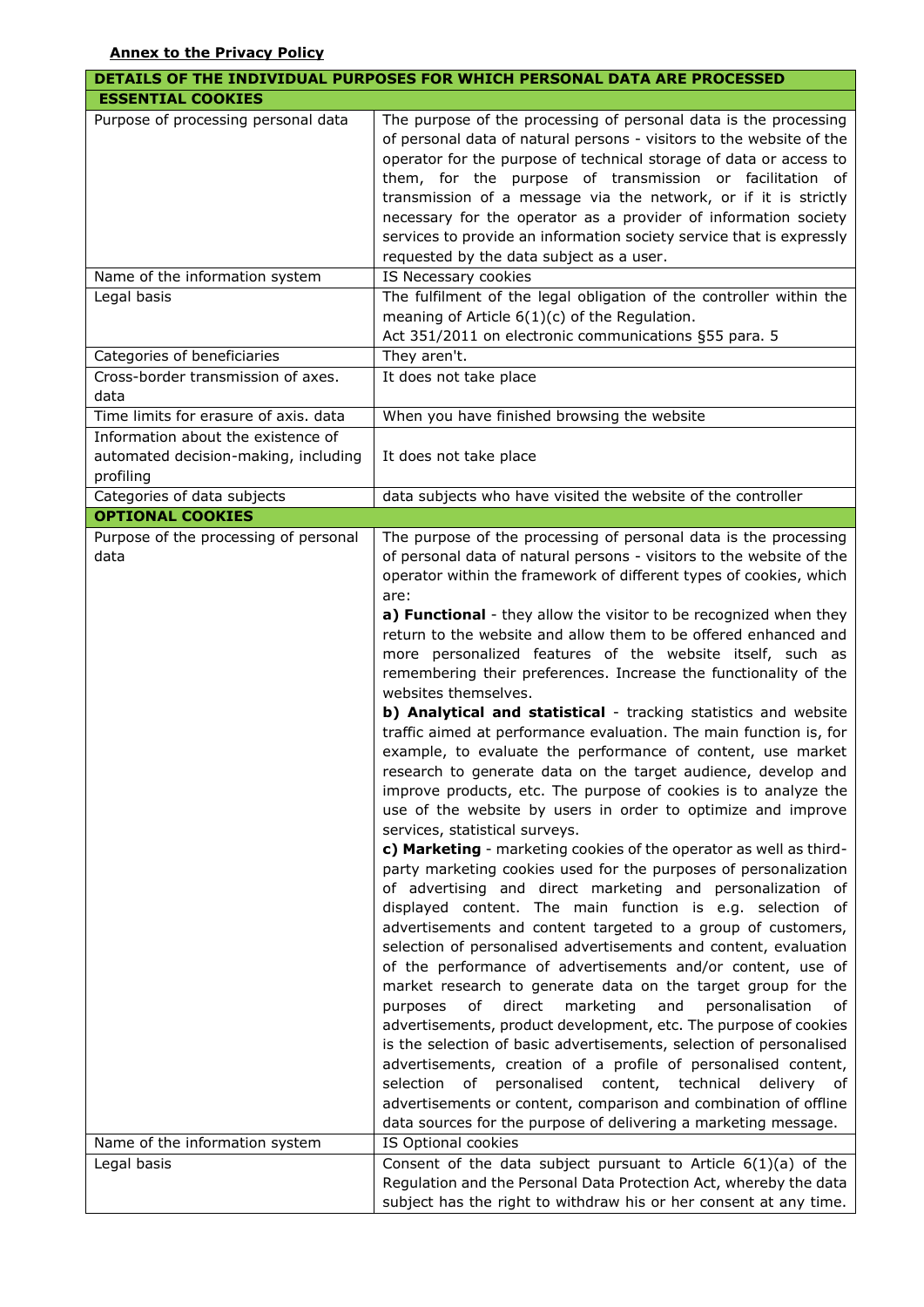**Annex to the Privacy Policy**

| DETAILS OF THE INDIVIDUAL PURPOSES FOR WHICH PERSONAL DATA ARE PROCESSED | |
|---|---|
| **ESSENTIAL COOKIES** | |
| Purpose of processing personal data | The purpose of the processing of personal data is the processing of personal data of natural persons - visitors to the website of the operator for the purpose of technical storage of data or access to them, for the purpose of transmission or facilitation of transmission of a message via the network, or if it is strictly necessary for the operator as a provider of information society services to provide an information society service that is expressly requested by the data subject as a user. |
| Name of the information system | IS Necessary cookies |
| Legal basis | The fulfilment of the legal obligation of the controller within the meaning of Article 6(1)(c) of the Regulation.<br>Act 351/2011 on electronic communications §55 para. 5 |
| Categories of beneficiaries | They aren't. |
| Cross-border transmission of axes. data | It does not take place |
| Time limits for erasure of axis. data | When you have finished browsing the website |
| Information about the existence of automated decision-making, including profiling | It does not take place |
| Categories of data subjects | data subjects who have visited the website of the controller |
| **OPTIONAL COOKIES** | |
| Purpose of the processing of personal data | The purpose of the processing of personal data is the processing of personal data of natural persons - visitors to the website of the operator within the framework of different types of cookies, which are:<br>**a) Functional** - they allow the visitor to be recognized when they return to the website and allow them to be offered enhanced and more personalized features of the website itself, such as remembering their preferences. Increase the functionality of the websites themselves.<br>**b) Analytical and statistical** - tracking statistics and website traffic aimed at performance evaluation. The main function is, for example, to evaluate the performance of content, use market research to generate data on the target audience, develop and improve products, etc. The purpose of cookies is to analyze the use of the website by users in order to optimize and improve services, statistical surveys.<br>**c) Marketing** - marketing cookies of the operator as well as third-party marketing cookies used for the purposes of personalization of advertising and direct marketing and personalization of displayed content. The main function is e.g. selection of advertisements and content targeted to a group of customers, selection of personalised advertisements and content, evaluation of the performance of advertisements and/or content, use of market research to generate data on the target group for the purposes of direct marketing and personalisation of advertisements, product development, etc. The purpose of cookies is the selection of basic advertisements, selection of personalised advertisements, creation of a profile of personalised content, selection of personalised content, technical delivery of advertisements or content, comparison and combination of offline data sources for the purpose of delivering a marketing message. |
| Name of the information system | IS Optional cookies |
| Legal basis | Consent of the data subject pursuant to Article 6(1)(a) of the Regulation and the Personal Data Protection Act, whereby the data subject has the right to withdraw his or her consent at any time. |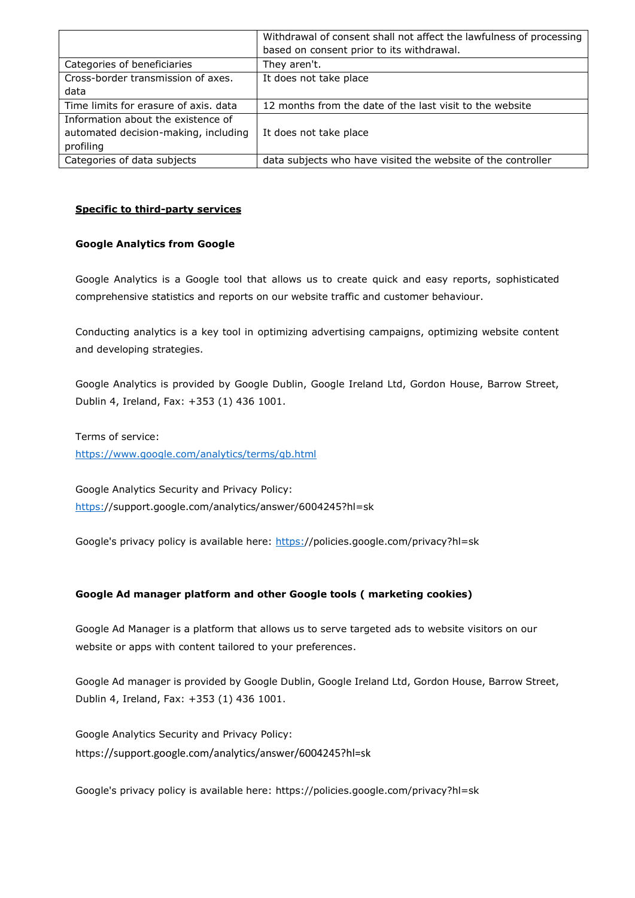| | |
|---|---|
| | Withdrawal of consent shall not affect the lawfulness of processing based on consent prior to its withdrawal. |
| Categories of beneficiaries | They aren't. |
| Cross-border transmission of axes. data | It does not take place |
| Time limits for erasure of axis. data | 12 months from the date of the last visit to the website |
| Information about the existence of automated decision-making, including profiling | It does not take place |
| Categories of data subjects | data subjects who have visited the website of the controller |

**Specific to third-party services**

**Google Analytics from Google**

Google Analytics is a Google tool that allows us to create quick and easy reports, sophisticated comprehensive statistics and reports on our website traffic and customer behaviour.

Conducting analytics is a key tool in optimizing advertising campaigns, optimizing website content and developing strategies.

Google Analytics is provided by Google Dublin, Google Ireland Ltd, Gordon House, Barrow Street, Dublin 4, Ireland, Fax: +353 (1) 436 1001.

Terms of service:
https://www.google.com/analytics/terms/gb.html

Google Analytics Security and Privacy Policy:
https://support.google.com/analytics/answer/6004245?hl=sk

Google's privacy policy is available here: https://policies.google.com/privacy?hl=sk

**Google Ad manager platform and other Google tools ( marketing cookies)**

Google Ad Manager is a platform that allows us to serve targeted ads to website visitors on our website or apps with content tailored to your preferences.

Google Ad manager is provided by Google Dublin, Google Ireland Ltd, Gordon House, Barrow Street, Dublin 4, Ireland, Fax: +353 (1) 436 1001.

Google Analytics Security and Privacy Policy:
https://support.google.com/analytics/answer/6004245?hl=sk

Google's privacy policy is available here: https://policies.google.com/privacy?hl=sk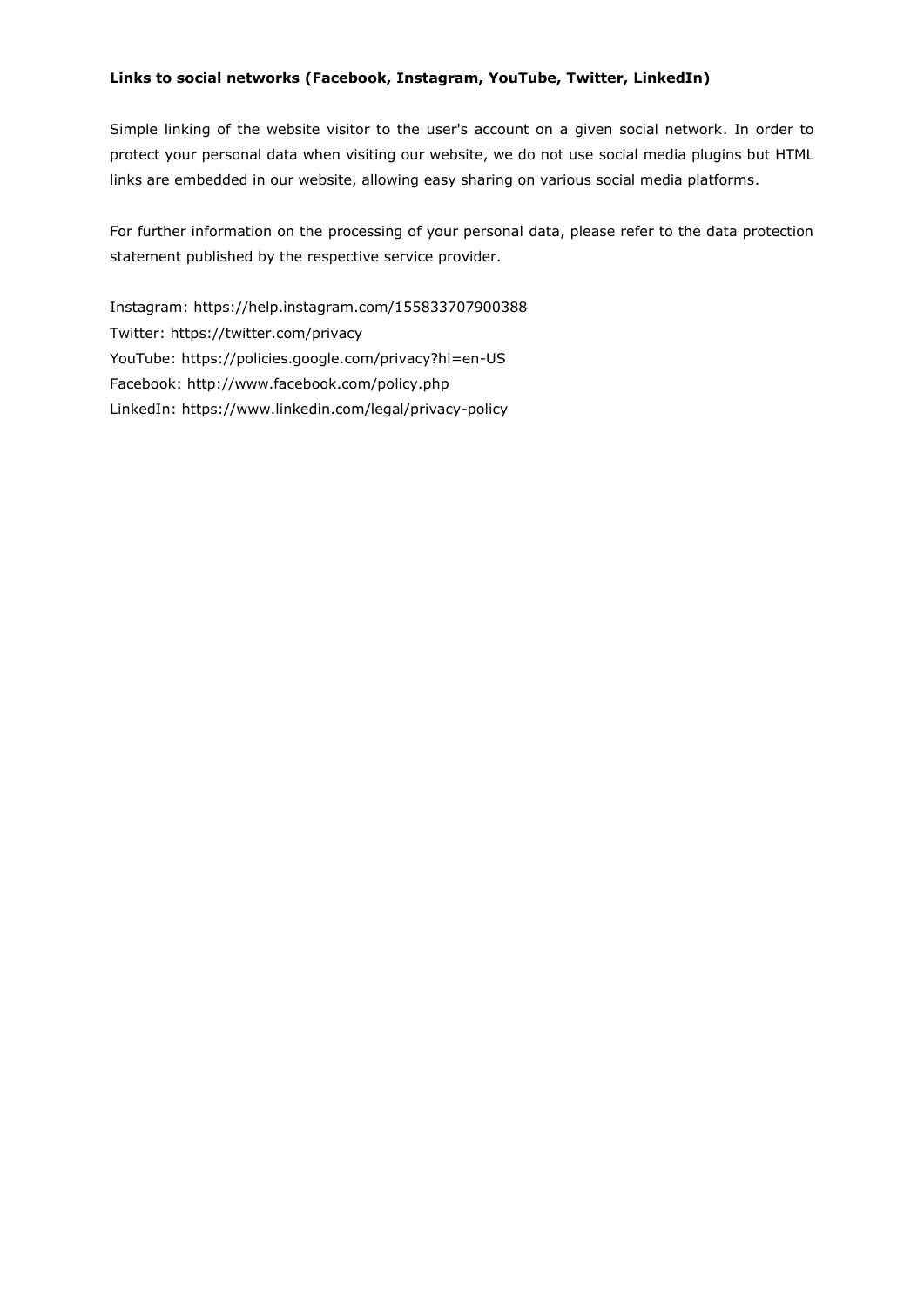**Links to social networks (Facebook, Instagram, YouTube, Twitter, LinkedIn)**

Simple linking of the website visitor to the user's account on a given social network. In order to protect your personal data when visiting our website, we do not use social media plugins but HTML links are embedded in our website, allowing easy sharing on various social media platforms.

For further information on the processing of your personal data, please refer to the data protection statement published by the respective service provider.

Instagram: https://help.instagram.com/155833707900388
Twitter: https://twitter.com/privacy
YouTube: https://policies.google.com/privacy?hl=en-US
Facebook: http://www.facebook.com/policy.php
LinkedIn: https://www.linkedin.com/legal/privacy-policy